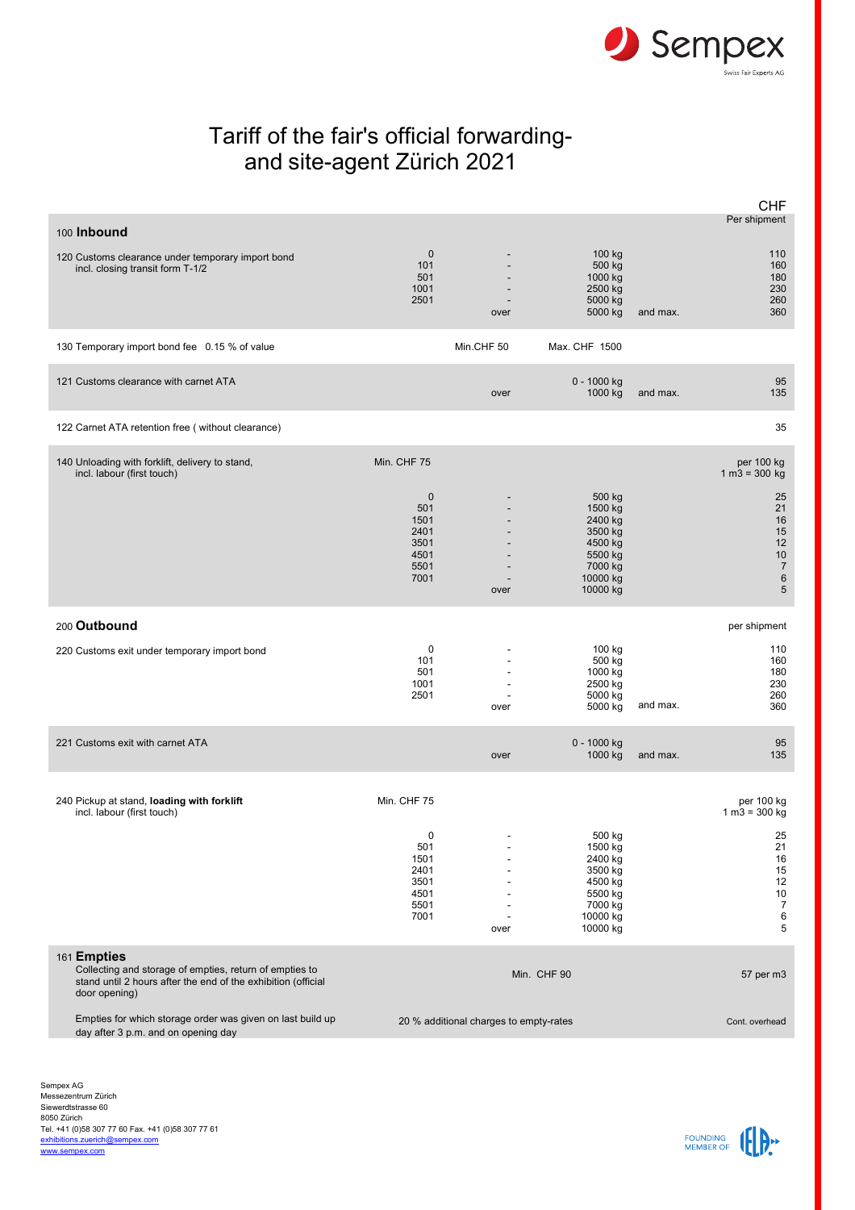Sempex
Swiss Fair Experts AG

# Tariff of the fair's official forwarding- and site-agent Zürich 2021

| | | | | | CHF |
|---|---|---|---|---|---|
| **100 Inbound** | | | | | Per shipment |
| 120 Customs clearance under temporary import bond incl. closing transit form T-1/2 | 0 | - | 100 kg | | 110 |
| | 101 | - | 500 kg | | 160 |
| | 501 | - | 1000 kg | | 180 |
| | 1001 | - | 2500 kg | | 230 |
| | 2501 | - | 5000 kg | | 260 |
| | | over | 5000 kg | and max. | 360 |
| 130 Temporary import bond fee 0.15 % of value | | Min.CHF 50 | Max. CHF 1500 | | |
| 121 Customs clearance with carnet ATA | | | 0 - 1000 kg | | 95 |
| | | over | 1000 kg | and max. | 135 |
| 122 Carnet ATA retention free ( without clearance) | | | | | 35 |
| 140 Unloading with forklift, delivery to stand, incl. labour (first touch) | Min. CHF 75 | | | | per 100 kg 1 m3 = 300 kg |
| | 0 | - | 500 kg | | 25 |
| | 501 | - | 1500 kg | | 21 |
| | 1501 | - | 2400 kg | | 16 |
| | 2401 | - | 3500 kg | | 15 |
| | 3501 | - | 4500 kg | | 12 |
| | 4501 | - | 5500 kg | | 10 |
| | 5501 | - | 7000 kg | | 7 |
| | 7001 | - | 10000 kg | | 6 |
| | | over | 10000 kg | | 5 |
| **200 Outbound** | | | | | per shipment |
| 220 Customs exit under temporary import bond | 0 | - | 100 kg | | 110 |
| | 101 | - | 500 kg | | 160 |
| | 501 | - | 1000 kg | | 180 |
| | 1001 | - | 2500 kg | | 230 |
| | 2501 | - | 5000 kg | | 260 |
| | | over | 5000 kg | and max. | 360 |
| 221 Customs exit with carnet ATA | | | 0 - 1000 kg | | 95 |
| | | over | 1000 kg | and max. | 135 |
| 240 Pickup at stand, **loading with forklift** incl. labour (first touch) | Min. CHF 75 | | | | per 100 kg 1 m3 = 300 kg |
| | 0 | - | 500 kg | | 25 |
| | 501 | - | 1500 kg | | 21 |
| | 1501 | - | 2400 kg | | 16 |
| | 2401 | - | 3500 kg | | 15 |
| | 3501 | - | 4500 kg | | 12 |
| | 4501 | - | 5500 kg | | 10 |
| | 5501 | - | 7000 kg | | 7 |
| | 7001 | - | 10000 kg | | 6 |
| | | over | 10000 kg | | 5 |
| **161 Empties** Collecting and storage of empties, return of empties to stand until 2 hours after the end of the exhibition (official door opening) | | | Min. CHF 90 | | 57 per m3 |
| Empties for which storage order was given on last build up day after 3 p.m. and on opening day | | 20 % additional charges to empty-rates | | | Cont. overhead |

Sempex AG
Messezentrum Zürich
Siewerdtstrasse 60
8050 Zürich
Tel. +41 (0)58 307 77 60 Fax. +41 (0)58 307 77 61
exhibitions.zuerich@sempex.com
www.sempex.com

FOUNDING MEMBER OF IELA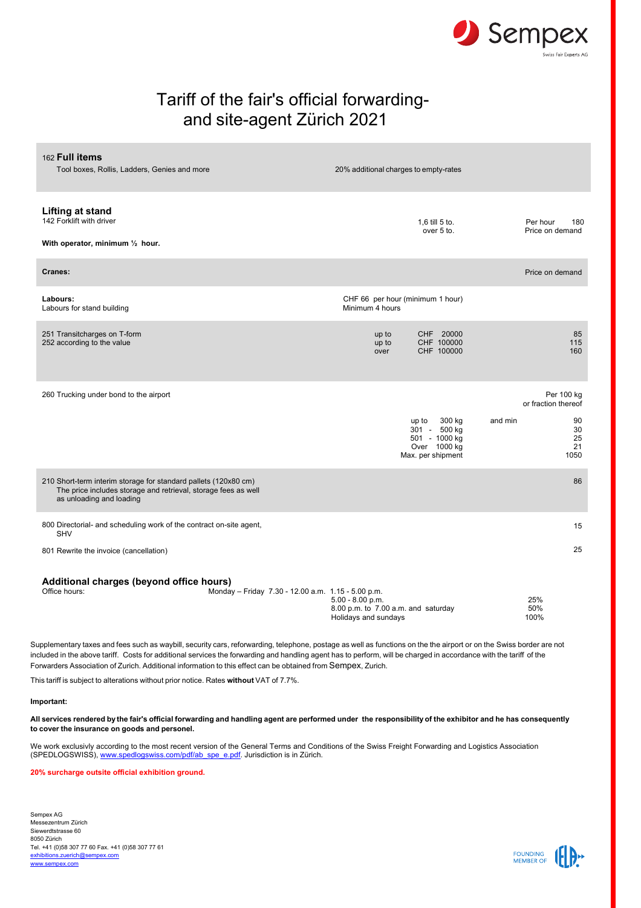# Tariff of the fair's official forwarding- and site-agent Zürich 2021

| | | | |
|---|---|---|---|
| 162 **Full items**<br>Tool boxes, Rollis, Ladders, Genies and more | 20% additional charges to empty-rates | | |
| **Lifting at stand**<br>142 Forklift with driver<br><br>**With operator, minimum ½ hour.** | 1,6 till 5 to.<br>over 5 to. | | Per hour 180<br>Price on demand |
| **Cranes:** | | | Price on demand |
| **Labours:**<br>Labours for stand building | CHF 66 per hour (minimum 1 hour)<br>Minimum 4 hours | | |
| 251 Transitcharges on T-form<br>252 according to the value | up to CHF 20000<br>up to CHF 100000<br>over CHF 100000 | | 85<br>115<br>160 |
| 260 Trucking under bond to the airport | | | Per 100 kg or fraction thereof |
| | up to 300 kg | and min | 90 |
| | 301 - 500 kg | | 30 |
| | 501 - 1000 kg | | 25 |
| | Over 1000 kg | | 21 |
| | Max. per shipment | | 1050 |
| 210 Short-term interim storage for standard pallets (120x80 cm)<br>The price includes storage and retrieval, storage fees as well as unloading and loading | | | 86 |
| 800 Directorial- and scheduling work of the contract on-site agent, SHV | | | 15 |
| 801 Rewrite the invoice (cancellation) | | | 25 |

## Additional charges (beyond office hours)

| | | |
|---|---|---|
| Office hours: Monday – Friday 7.30 - 12.00 a.m. 1.15 - 5.00 p.m. | | |
| | 5.00 - 8.00 p.m. | 25% |
| | 8.00 p.m. to 7.00 a.m. and saturday | 50% |
| | Holidays and sundays | 100% |

Supplementary taxes and fees such as waybill, security cars, reforwarding, telephone, postage as well as functions on the the airport or on the Swiss border are not included in the above tariff. Costs for additional services the forwarding and handling agent has to perform, will be charged in accordance with the tariff of the Forwarders Association of Zurich. Additional information to this effect can be obtained from Sempex, Zurich.

This tariff is subject to alterations without prior notice. Rates **without** VAT of 7.7%.

**Important:**

**All services rendered by the fair's official forwarding and handling agent are performed under the responsibility of the exhibitor and he has consequently to cover the insurance on goods and personel.**

We work exclusivly according to the most recent version of the General Terms and Conditions of the Swiss Freight Forwarding and Logistics Association (SPEDLOGSWISS), www.spedlogswiss.com/pdf/ab_spe_e.pdf. Jurisdiction is in Zürich.

**20% surcharge outsite official exhibition ground.**

Sempex AG
Messezentrum Zürich
Siewerdtstrasse 60
8050 Zürich
Tel. +41 (0)58 307 77 60 Fax. +41 (0)58 307 77 61
exhibitions.zuerich@sempex.com
www.sempex.com

FOUNDING MEMBER OF